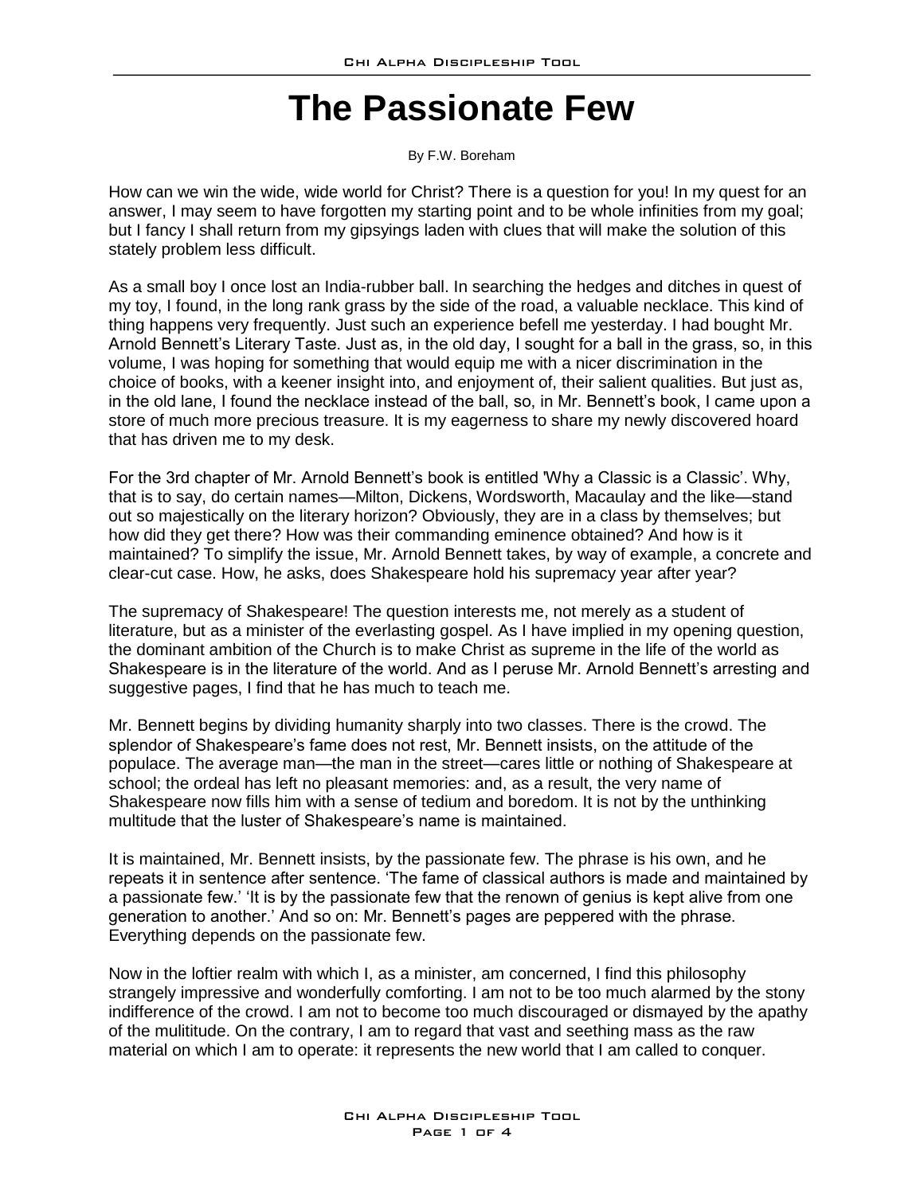# The Passionate Few

By F.W. Boreham

How can we win the wide, wide world for Christ? There is a question for you! In my quest for an answer, I may seem to have forgotten my starting point and to be whole infinities from my goal; but I fancy I shall return from my gipsyings laden with clues that will make the solution of this stately problem less difficult.

As a small boy I once lost an India-rubber ball. In searching the hedges and ditches in quest of my toy, I found, in the long rank grass by the side of the road, a valuable necklace. This kind of thing happens very frequently. Just such an experience befell me yesterday. I had bought Mr. Arnold Bennett's Literary Taste. Just as, in the old day, I sought for a ball in the grass, so, in this volume, I was hoping for something that would equip me with a nicer discrimination in the choice of books, with a keener insight into, and enjoyment of, their salient qualities. But just as, in the old lane, I found the necklace instead of the ball, so, in Mr. Bennett's book, I came upon a store of much more precious treasure. It is my eagerness to share my newly discovered hoard that has driven me to my desk.

For the 3rd chapter of Mr. Arnold Bennett's book is entitled 'Why a Classic is a Classic'. Why, that is to say, do certain names—Milton, Dickens, Wordsworth, Macaulay and the like—stand out so majestically on the literary horizon? Obviously, they are in a class by themselves; but how did they get there? How was their commanding eminence obtained? And how is it maintained? To simplify the issue, Mr. Arnold Bennett takes, by way of example, a concrete and clear-cut case. How, he asks, does Shakespeare hold his supremacy year after year?

The supremacy of Shakespeare! The question interests me, not merely as a student of literature, but as a minister of the everlasting gospel. As I have implied in my opening question, the dominant ambition of the Church is to make Christ as supreme in the life of the world as Shakespeare is in the literature of the world. And as I peruse Mr. Arnold Bennett's arresting and suggestive pages, I find that he has much to teach me.

Mr. Bennett begins by dividing humanity sharply into two classes. There is the crowd. The splendor of Shakespeare's fame does not rest, Mr. Bennett insists, on the attitude of the populace. The average man—the man in the street—cares little or nothing of Shakespeare at school; the ordeal has left no pleasant memories: and, as a result, the very name of Shakespeare now fills him with a sense of tedium and boredom. It is not by the unthinking multitude that the luster of Shakespeare's name is maintained.

It is maintained, Mr. Bennett insists, by the passionate few. The phrase is his own, and he repeats it in sentence after sentence. 'The fame of classical authors is made and maintained by a passionate few.' 'It is by the passionate few that the renown of genius is kept alive from one generation to another.' And so on: Mr. Bennett's pages are peppered with the phrase. Everything depends on the passionate few.

Now in the loftier realm with which I, as a minister, am concerned, I find this philosophy strangely impressive and wonderfully comforting. I am not to be too much alarmed by the stony indifference of the crowd. I am not to become too much discouraged or dismayed by the apathy of the mulititude. On the contrary, I am to regard that vast and seething mass as the raw material on which I am to operate: it represents the new world that I am called to conquer.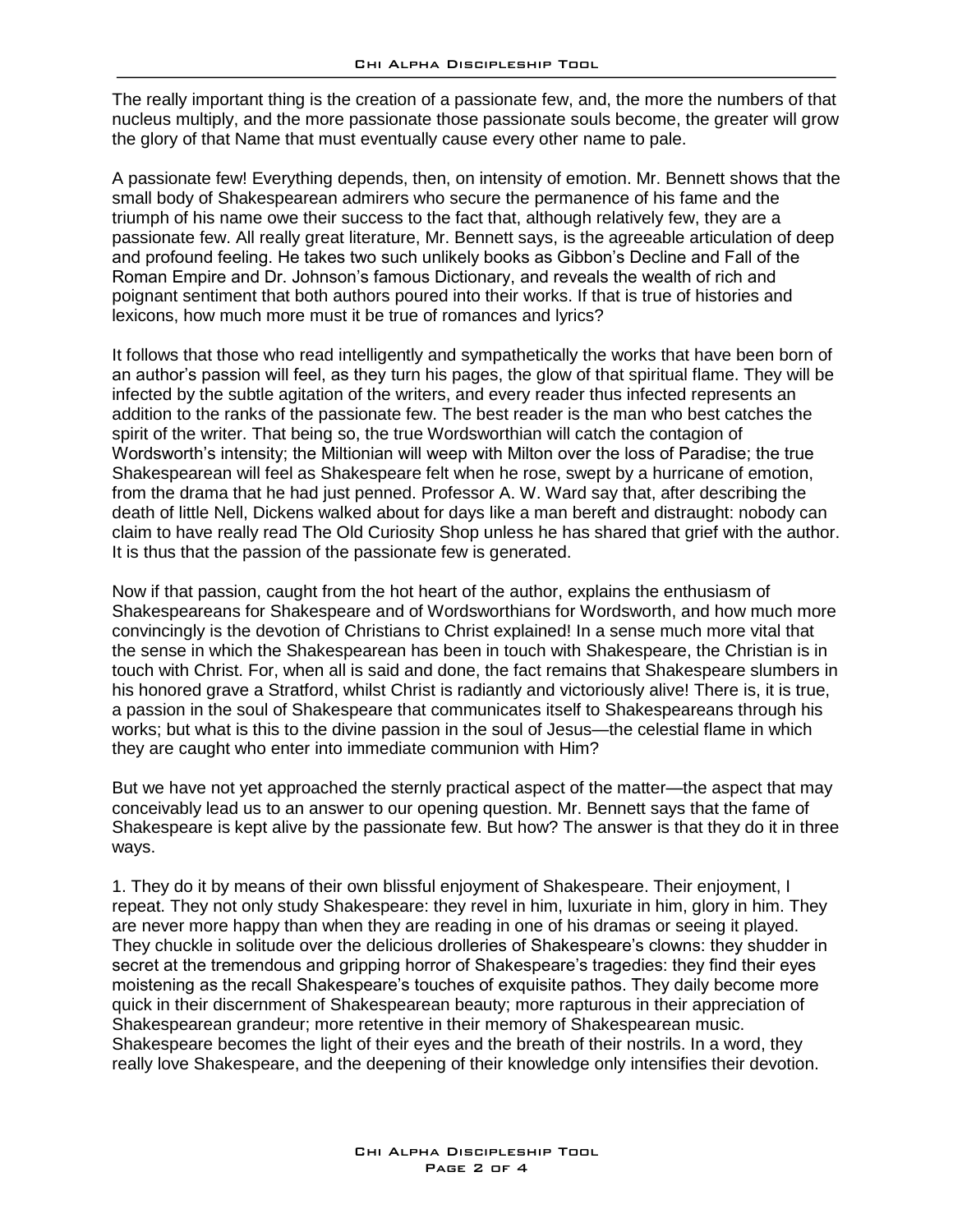The really important thing is the creation of a passionate few, and, the more the numbers of that nucleus multiply, and the more passionate those passionate souls become, the greater will grow the glory of that Name that must eventually cause every other name to pale.

A passionate few! Everything depends, then, on intensity of emotion. Mr. Bennett shows that the small body of Shakespearean admirers who secure the permanence of his fame and the triumph of his name owe their success to the fact that, although relatively few, they are a passionate few. All really great literature, Mr. Bennett says, is the agreeable articulation of deep and profound feeling. He takes two such unlikely books as Gibbon's Decline and Fall of the Roman Empire and Dr. Johnson's famous Dictionary, and reveals the wealth of rich and poignant sentiment that both authors poured into their works. If that is true of histories and lexicons, how much more must it be true of romances and lyrics?

It follows that those who read intelligently and sympathetically the works that have been born of an author's passion will feel, as they turn his pages, the glow of that spiritual flame. They will be infected by the subtle agitation of the writers, and every reader thus infected represents an addition to the ranks of the passionate few. The best reader is the man who best catches the spirit of the writer. That being so, the true Wordsworthian will catch the contagion of Wordsworth's intensity; the Miltionian will weep with Milton over the loss of Paradise; the true Shakespearean will feel as Shakespeare felt when he rose, swept by a hurricane of emotion, from the drama that he had just penned. Professor A. W. Ward say that, after describing the death of little Nell, Dickens walked about for days like a man bereft and distraught: nobody can claim to have really read The Old Curiosity Shop unless he has shared that grief with the author. It is thus that the passion of the passionate few is generated.

Now if that passion, caught from the hot heart of the author, explains the enthusiasm of Shakespeareans for Shakespeare and of Wordsworthians for Wordsworth, and how much more convincingly is the devotion of Christians to Christ explained! In a sense much more vital that the sense in which the Shakespearean has been in touch with Shakespeare, the Christian is in touch with Christ. For, when all is said and done, the fact remains that Shakespeare slumbers in his honored grave a Stratford, whilst Christ is radiantly and victoriously alive! There is, it is true, a passion in the soul of Shakespeare that communicates itself to Shakespeareans through his works; but what is this to the divine passion in the soul of Jesus—the celestial flame in which they are caught who enter into immediate communion with Him?

But we have not yet approached the sternly practical aspect of the matter—the aspect that may conceivably lead us to an answer to our opening question. Mr. Bennett says that the fame of Shakespeare is kept alive by the passionate few. But how? The answer is that they do it in three ways.

1. They do it by means of their own blissful enjoyment of Shakespeare. Their enjoyment, I repeat. They not only study Shakespeare: they revel in him, luxuriate in him, glory in him. They are never more happy than when they are reading in one of his dramas or seeing it played. They chuckle in solitude over the delicious drolleries of Shakespeare's clowns: they shudder in secret at the tremendous and gripping horror of Shakespeare's tragedies: they find their eyes moistening as the recall Shakespeare's touches of exquisite pathos. They daily become more quick in their discernment of Shakespearean beauty; more rapturous in their appreciation of Shakespearean grandeur; more retentive in their memory of Shakespearean music. Shakespeare becomes the light of their eyes and the breath of their nostrils. In a word, they really love Shakespeare, and the deepening of their knowledge only intensifies their devotion.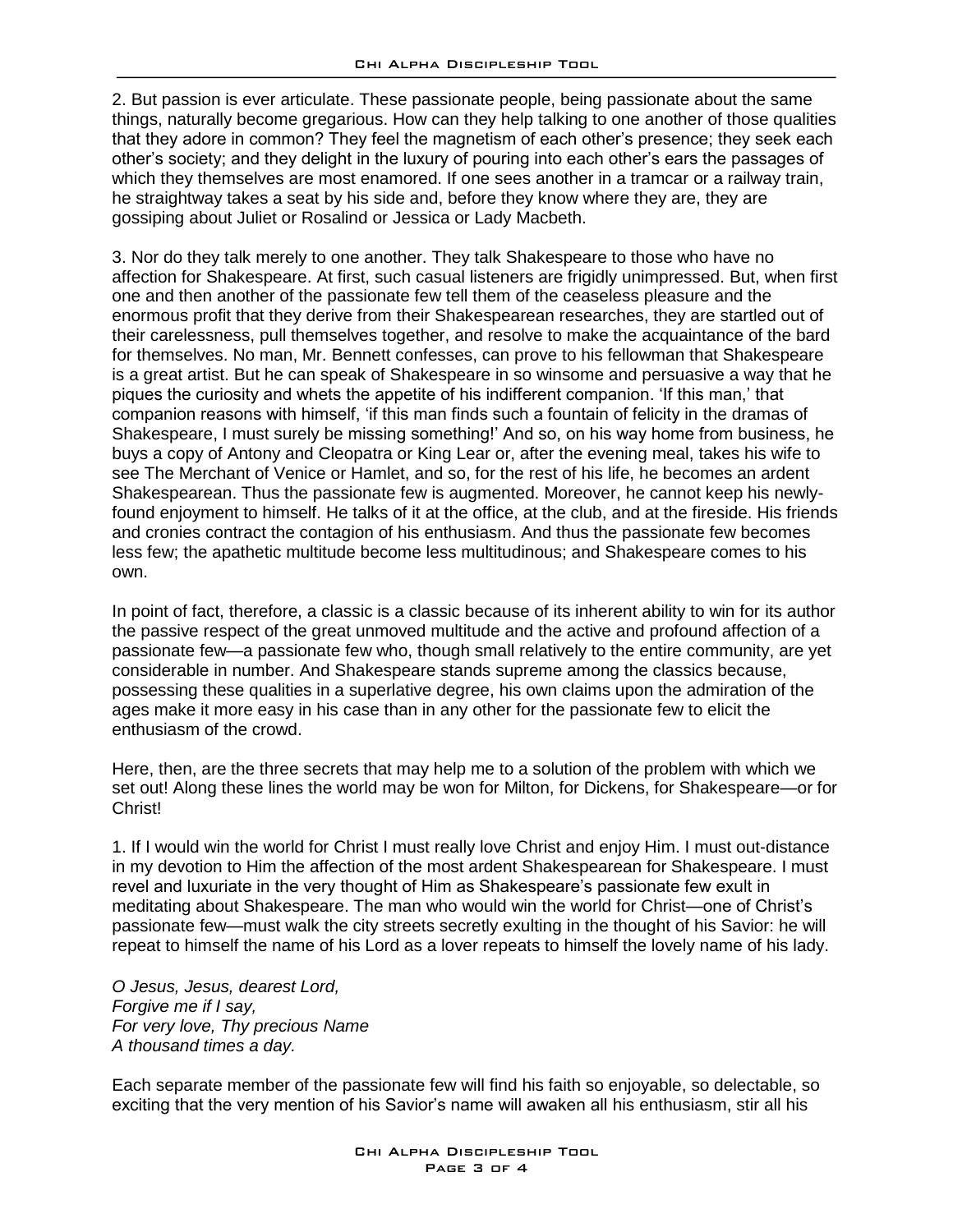2. But passion is ever articulate. These passionate people, being passionate about the same things, naturally become gregarious. How can they help talking to one another of those qualities that they adore in common? They feel the magnetism of each other's presence; they seek each other's society; and they delight in the luxury of pouring into each other's ears the passages of which they themselves are most enamored. If one sees another in a tramcar or a railway train, he straightway takes a seat by his side and, before they know where they are, they are gossiping about Juliet or Rosalind or Jessica or Lady Macbeth.

3. Nor do they talk merely to one another. They talk Shakespeare to those who have no affection for Shakespeare. At first, such casual listeners are frigidly unimpressed. But, when first one and then another of the passionate few tell them of the ceaseless pleasure and the enormous profit that they derive from their Shakespearean researches, they are startled out of their carelessness, pull themselves together, and resolve to make the acquaintance of the bard for themselves. No man, Mr. Bennett confesses, can prove to his fellowman that Shakespeare is a great artist. But he can speak of Shakespeare in so winsome and persuasive a way that he piques the curiosity and whets the appetite of his indifferent companion. 'If this man,' that companion reasons with himself, 'if this man finds such a fountain of felicity in the dramas of Shakespeare, I must surely be missing something!' And so, on his way home from business, he buys a copy of Antony and Cleopatra or King Lear or, after the evening meal, takes his wife to see The Merchant of Venice or Hamlet, and so, for the rest of his life, he becomes an ardent Shakespearean. Thus the passionate few is augmented. Moreover, he cannot keep his newly-found enjoyment to himself. He talks of it at the office, at the club, and at the fireside. His friends and cronies contract the contagion of his enthusiasm. And thus the passionate few becomes less few; the apathetic multitude become less multitudinous; and Shakespeare comes to his own.

In point of fact, therefore, a classic is a classic because of its inherent ability to win for its author the passive respect of the great unmoved multitude and the active and profound affection of a passionate few—a passionate few who, though small relatively to the entire community, are yet considerable in number. And Shakespeare stands supreme among the classics because, possessing these qualities in a superlative degree, his own claims upon the admiration of the ages make it more easy in his case than in any other for the passionate few to elicit the enthusiasm of the crowd.

Here, then, are the three secrets that may help me to a solution of the problem with which we set out! Along these lines the world may be won for Milton, for Dickens, for Shakespeare—or for Christ!

1. If I would win the world for Christ I must really love Christ and enjoy Him. I must out-distance in my devotion to Him the affection of the most ardent Shakespearean for Shakespeare. I must revel and luxuriate in the very thought of Him as Shakespeare's passionate few exult in meditating about Shakespeare. The man who would win the world for Christ—one of Christ's passionate few—must walk the city streets secretly exulting in the thought of his Savior: he will repeat to himself the name of his Lord as a lover repeats to himself the lovely name of his lady.

*O Jesus, Jesus, dearest Lord,*
*Forgive me if I say,*
*For very love, Thy precious Name*
*A thousand times a day.*

Each separate member of the passionate few will find his faith so enjoyable, so delectable, so exciting that the very mention of his Savior's name will awaken all his enthusiasm, stir all his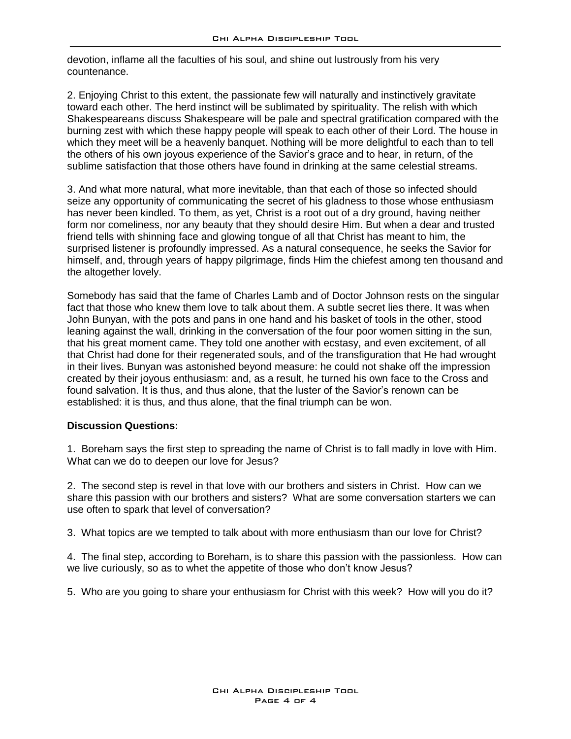devotion, inflame all the faculties of his soul, and shine out lustrously from his very countenance.

2. Enjoying Christ to this extent, the passionate few will naturally and instinctively gravitate toward each other. The herd instinct will be sublimated by spirituality. The relish with which Shakespeareans discuss Shakespeare will be pale and spectral gratification compared with the burning zest with which these happy people will speak to each other of their Lord. The house in which they meet will be a heavenly banquet. Nothing will be more delightful to each than to tell the others of his own joyous experience of the Savior's grace and to hear, in return, of the sublime satisfaction that those others have found in drinking at the same celestial streams.

3. And what more natural, what more inevitable, than that each of those so infected should seize any opportunity of communicating the secret of his gladness to those whose enthusiasm has never been kindled. To them, as yet, Christ is a root out of a dry ground, having neither form nor comeliness, nor any beauty that they should desire Him. But when a dear and trusted friend tells with shinning face and glowing tongue of all that Christ has meant to him, the surprised listener is profoundly impressed. As a natural consequence, he seeks the Savior for himself, and, through years of happy pilgrimage, finds Him the chiefest among ten thousand and the altogether lovely.

Somebody has said that the fame of Charles Lamb and of Doctor Johnson rests on the singular fact that those who knew them love to talk about them. A subtle secret lies there. It was when John Bunyan, with the pots and pans in one hand and his basket of tools in the other, stood leaning against the wall, drinking in the conversation of the four poor women sitting in the sun, that his great moment came. They told one another with ecstasy, and even excitement, of all that Christ had done for their regenerated souls, and of the transfiguration that He had wrought in their lives. Bunyan was astonished beyond measure: he could not shake off the impression created by their joyous enthusiasm: and, as a result, he turned his own face to the Cross and found salvation. It is thus, and thus alone, that the luster of the Savior's renown can be established: it is thus, and thus alone, that the final triumph can be won.

**Discussion Questions:**

1. Boreham says the first step to spreading the name of Christ is to fall madly in love with Him. What can we do to deepen our love for Jesus?

2. The second step is revel in that love with our brothers and sisters in Christ. How can we share this passion with our brothers and sisters? What are some conversation starters we can use often to spark that level of conversation?

3. What topics are we tempted to talk about with more enthusiasm than our love for Christ?

4. The final step, according to Boreham, is to share this passion with the passionless. How can we live curiously, so as to whet the appetite of those who don't know Jesus?

5. Who are you going to share your enthusiasm for Christ with this week? How will you do it?